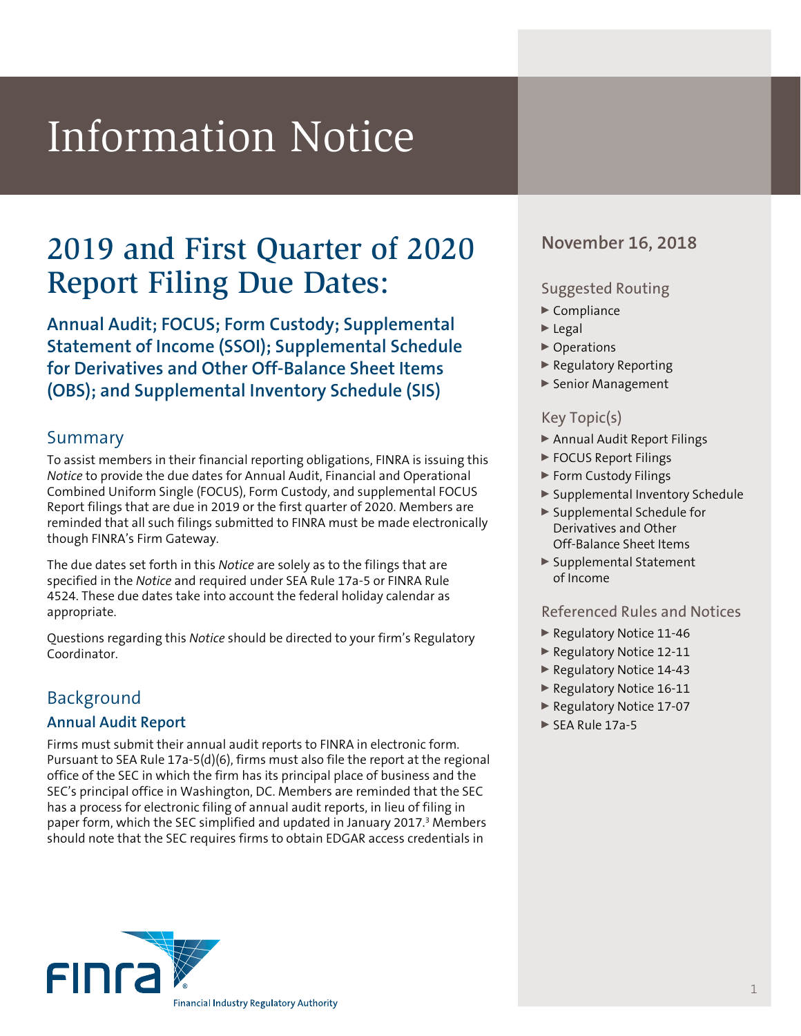# Information Notice

# 2019 and First Quarter of 2020 Report Filing Due Dates:

**Annual Audit; FOCUS; Form Custody; Supplemental Statement of Income (SSOI); Supplemental Schedule for Derivatives and Other Off-Balance Sheet Items (OBS); and Supplemental Inventory Schedule (SIS)**

**November 16, 2018**

### Suggested Routing

- Compliance
- Legal
- Operations
- Regulatory Reporting
- Senior Management

### Key Topic(s)

- Annual Audit Report Filings
- FOCUS Report Filings
- Form Custody Filings
- Supplemental Inventory Schedule
- Supplemental Schedule for Derivatives and Other Off-Balance Sheet Items
- Supplemental Statement of Income

### Referenced Rules and Notices

- Regulatory Notice 11-46
- Regulatory Notice 12-11
- Regulatory Notice 14-43
- Regulatory Notice 16-11
- Regulatory Notice 17-07
- SEA Rule 17a-5

## Summary

To assist members in their financial reporting obligations, FINRA is issuing this *Notice* to provide the due dates for Annual Audit, Financial and Operational Combined Uniform Single (FOCUS), Form Custody, and supplemental FOCUS Report filings that are due in 2019 or the first quarter of 2020. Members are reminded that all such filings submitted to FINRA must be made electronically though FINRA's Firm Gateway.

The due dates set forth in this *Notice* are solely as to the filings that are specified in the *Notice* and required under SEA Rule 17a-5 or FINRA Rule 4524. These due dates take into account the federal holiday calendar as appropriate.

Questions regarding this *Notice* should be directed to your firm's Regulatory Coordinator.

## Background

### Annual Audit Report

Firms must submit their annual audit reports to FINRA in electronic form. Pursuant to SEA Rule 17a-5(d)(6), firms must also file the report at the regional office of the SEC in which the firm has its principal place of business and the SEC's principal office in Washington, DC. Members are reminded that the SEC has a process for electronic filing of annual audit reports, in lieu of filing in paper form, which the SEC simplified and updated in January 2017.[3] Members should note that the SEC requires firms to obtain EDGAR access credentials in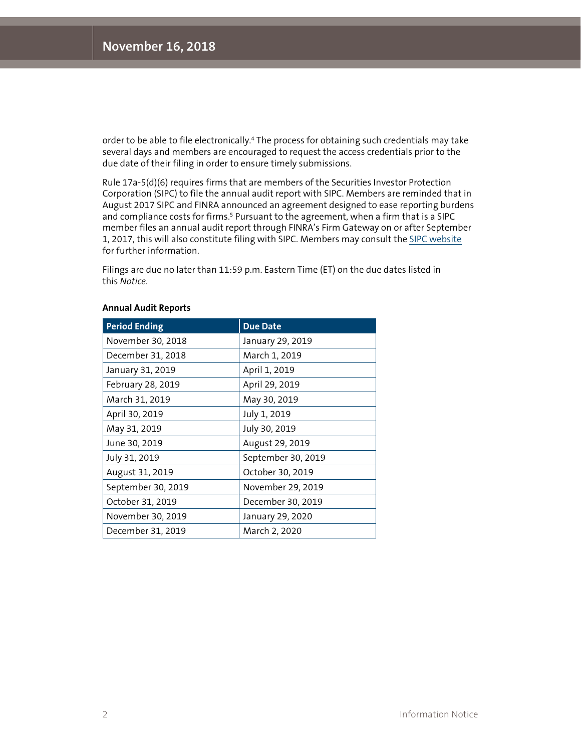order to be able to file electronically.[4] The process for obtaining such credentials may take several days and members are encouraged to request the access credentials prior to the due date of their filing in order to ensure timely submissions.

Rule 17a-5(d)(6) requires firms that are members of the Securities Investor Protection Corporation (SIPC) to file the annual audit report with SIPC. Members are reminded that in August 2017 SIPC and FINRA announced an agreement designed to ease reporting burdens and compliance costs for firms.[5] Pursuant to the agreement, when a firm that is a SIPC member files an annual audit report through FINRA's Firm Gateway on or after September 1, 2017, this will also constitute filing with SIPC. Members may consult the SIPC website for further information.

Filings are due no later than 11:59 p.m. Eastern Time (ET) on the due dates listed in this *Notice*.

**Annual Audit Reports**

| Period Ending | Due Date |
|---|---|
| November 30, 2018 | January 29, 2019 |
| December 31, 2018 | March 1, 2019 |
| January 31, 2019 | April 1, 2019 |
| February 28, 2019 | April 29, 2019 |
| March 31, 2019 | May 30, 2019 |
| April 30, 2019 | July 1, 2019 |
| May 31, 2019 | July 30, 2019 |
| June 30, 2019 | August 29, 2019 |
| July 31, 2019 | September 30, 2019 |
| August 31, 2019 | October 30, 2019 |
| September 30, 2019 | November 29, 2019 |
| October 31, 2019 | December 30, 2019 |
| November 30, 2019 | January 29, 2020 |
| December 31, 2019 | March 2, 2020 |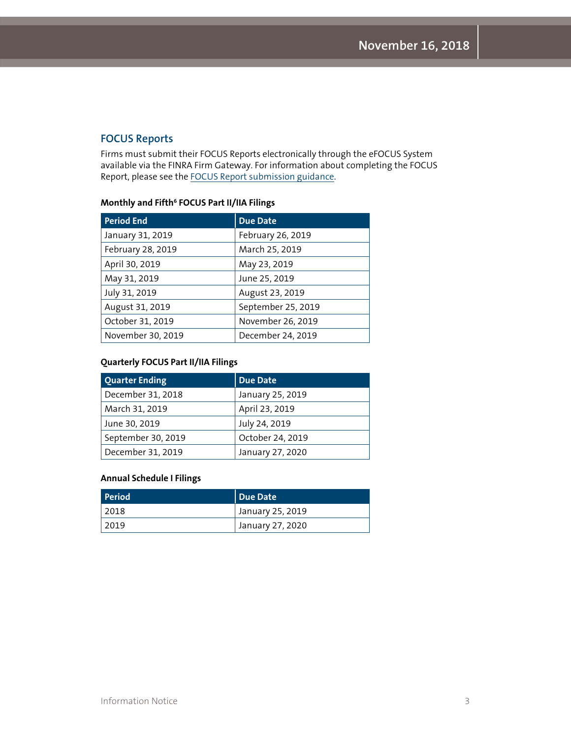## FOCUS Reports

Firms must submit their FOCUS Reports electronically through the eFOCUS System available via the FINRA Firm Gateway. For information about completing the FOCUS Report, please see the FOCUS Report submission guidance.

**Monthly and Fifth[6] FOCUS Part II/IIA Filings**

| Period End | Due Date |
| --- | --- |
| January 31, 2019 | February 26, 2019 |
| February 28, 2019 | March 25, 2019 |
| April 30, 2019 | May 23, 2019 |
| May 31, 2019 | June 25, 2019 |
| July 31, 2019 | August 23, 2019 |
| August 31, 2019 | September 25, 2019 |
| October 31, 2019 | November 26, 2019 |
| November 30, 2019 | December 24, 2019 |

**Quarterly FOCUS Part II/IIA Filings**

| Quarter Ending | Due Date |
| --- | --- |
| December 31, 2018 | January 25, 2019 |
| March 31, 2019 | April 23, 2019 |
| June 30, 2019 | July 24, 2019 |
| September 30, 2019 | October 24, 2019 |
| December 31, 2019 | January 27, 2020 |

**Annual Schedule I Filings**

| Period | Due Date |
| --- | --- |
| 2018 | January 25, 2019 |
| 2019 | January 27, 2020 |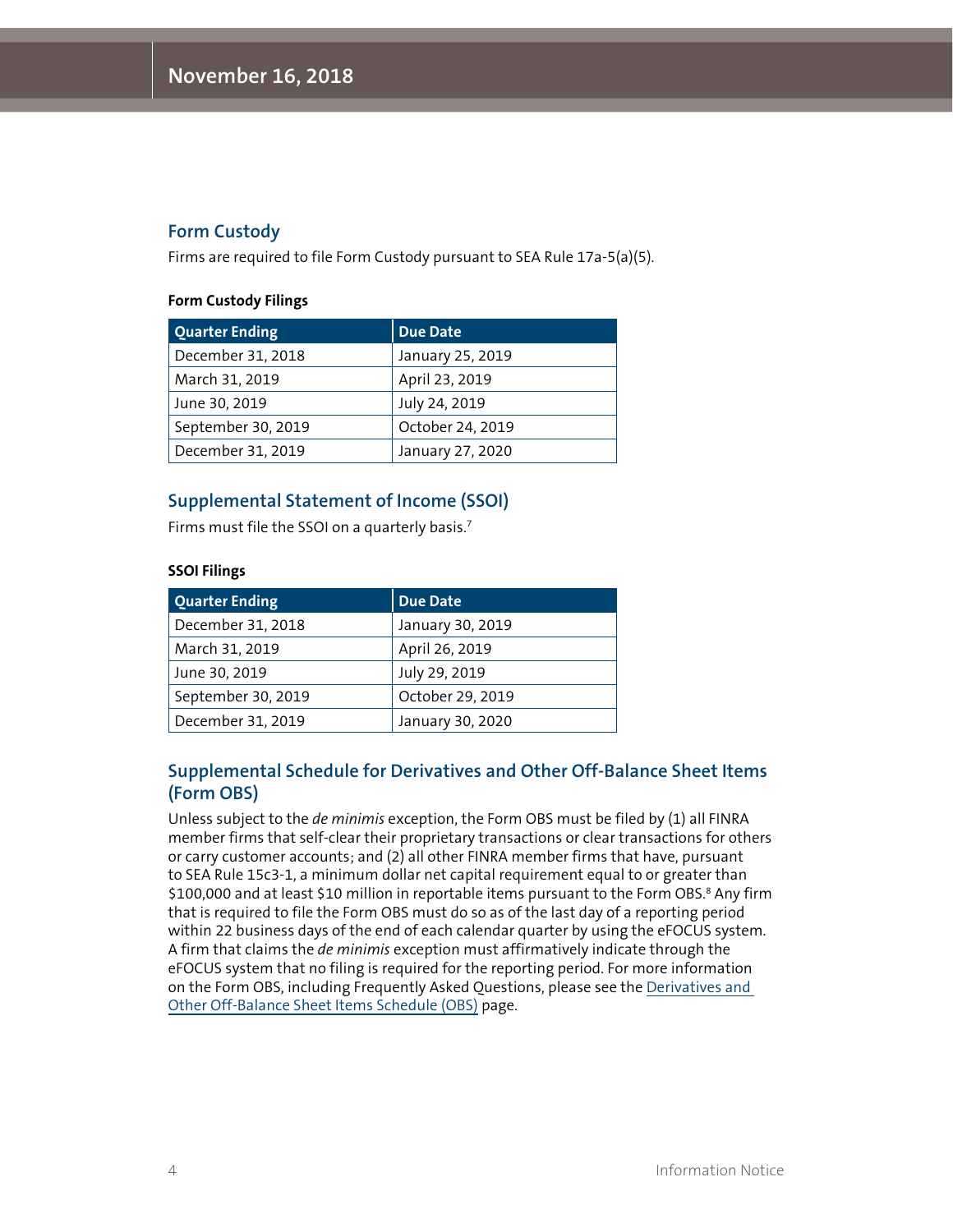## Form Custody

Firms are required to file Form Custody pursuant to SEA Rule 17a-5(a)(5).

**Form Custody Filings**

| Quarter Ending | Due Date |
| --- | --- |
| December 31, 2018 | January 25, 2019 |
| March 31, 2019 | April 23, 2019 |
| June 30, 2019 | July 24, 2019 |
| September 30, 2019 | October 24, 2019 |
| December 31, 2019 | January 27, 2020 |

## Supplemental Statement of Income (SSOI)

Firms must file the SSOI on a quarterly basis.[7]

**SSOI Filings**

| Quarter Ending | Due Date |
| --- | --- |
| December 31, 2018 | January 30, 2019 |
| March 31, 2019 | April 26, 2019 |
| June 30, 2019 | July 29, 2019 |
| September 30, 2019 | October 29, 2019 |
| December 31, 2019 | January 30, 2020 |

## Supplemental Schedule for Derivatives and Other Off-Balance Sheet Items (Form OBS)

Unless subject to the *de minimis* exception, the Form OBS must be filed by (1) all FINRA member firms that self-clear their proprietary transactions or clear transactions for others or carry customer accounts; and (2) all other FINRA member firms that have, pursuant to SEA Rule 15c3-1, a minimum dollar net capital requirement equal to or greater than $100,000 and at least $10 million in reportable items pursuant to the Form OBS.[8] Any firm that is required to file the Form OBS must do so as of the last day of a reporting period within 22 business days of the end of each calendar quarter by using the eFOCUS system. A firm that claims the *de minimis* exception must affirmatively indicate through the eFOCUS system that no filing is required for the reporting period. For more information on the Form OBS, including Frequently Asked Questions, please see the Derivatives and Other Off-Balance Sheet Items Schedule (OBS) page.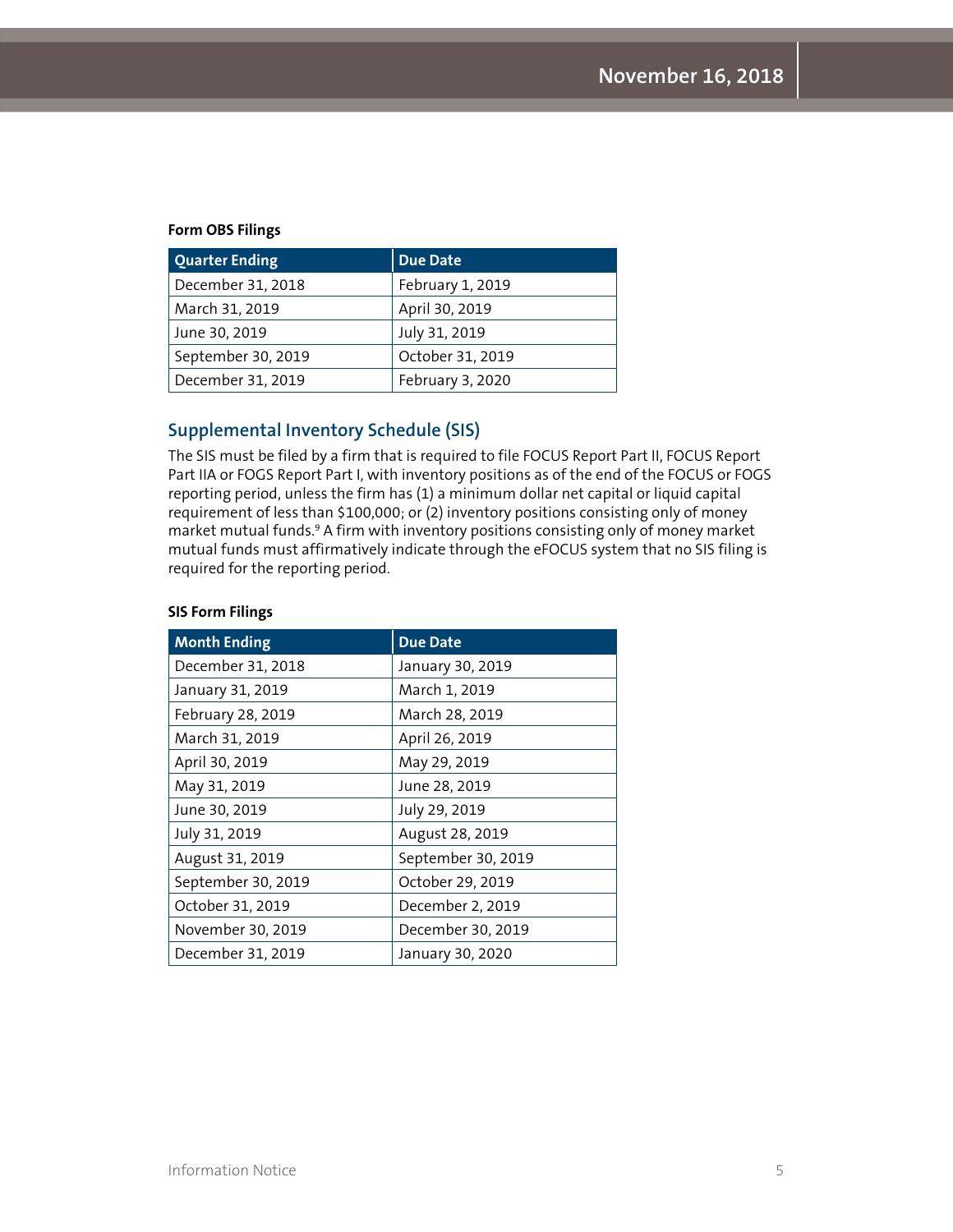**Form OBS Filings**

| Quarter Ending | Due Date |
| --- | --- |
| December 31, 2018 | February 1, 2019 |
| March 31, 2019 | April 30, 2019 |
| June 30, 2019 | July 31, 2019 |
| September 30, 2019 | October 31, 2019 |
| December 31, 2019 | February 3, 2020 |

## Supplemental Inventory Schedule (SIS)

The SIS must be filed by a firm that is required to file FOCUS Report Part II, FOCUS Report Part IIA or FOGS Report Part I, with inventory positions as of the end of the FOCUS or FOGS reporting period, unless the firm has (1) a minimum dollar net capital or liquid capital requirement of less than $100,000; or (2) inventory positions consisting only of money market mutual funds.[9] A firm with inventory positions consisting only of money market mutual funds must affirmatively indicate through the eFOCUS system that no SIS filing is required for the reporting period.

**SIS Form Filings**

| Month Ending | Due Date |
| --- | --- |
| December 31, 2018 | January 30, 2019 |
| January 31, 2019 | March 1, 2019 |
| February 28, 2019 | March 28, 2019 |
| March 31, 2019 | April 26, 2019 |
| April 30, 2019 | May 29, 2019 |
| May 31, 2019 | June 28, 2019 |
| June 30, 2019 | July 29, 2019 |
| July 31, 2019 | August 28, 2019 |
| August 31, 2019 | September 30, 2019 |
| September 30, 2019 | October 29, 2019 |
| October 31, 2019 | December 2, 2019 |
| November 30, 2019 | December 30, 2019 |
| December 31, 2019 | January 30, 2020 |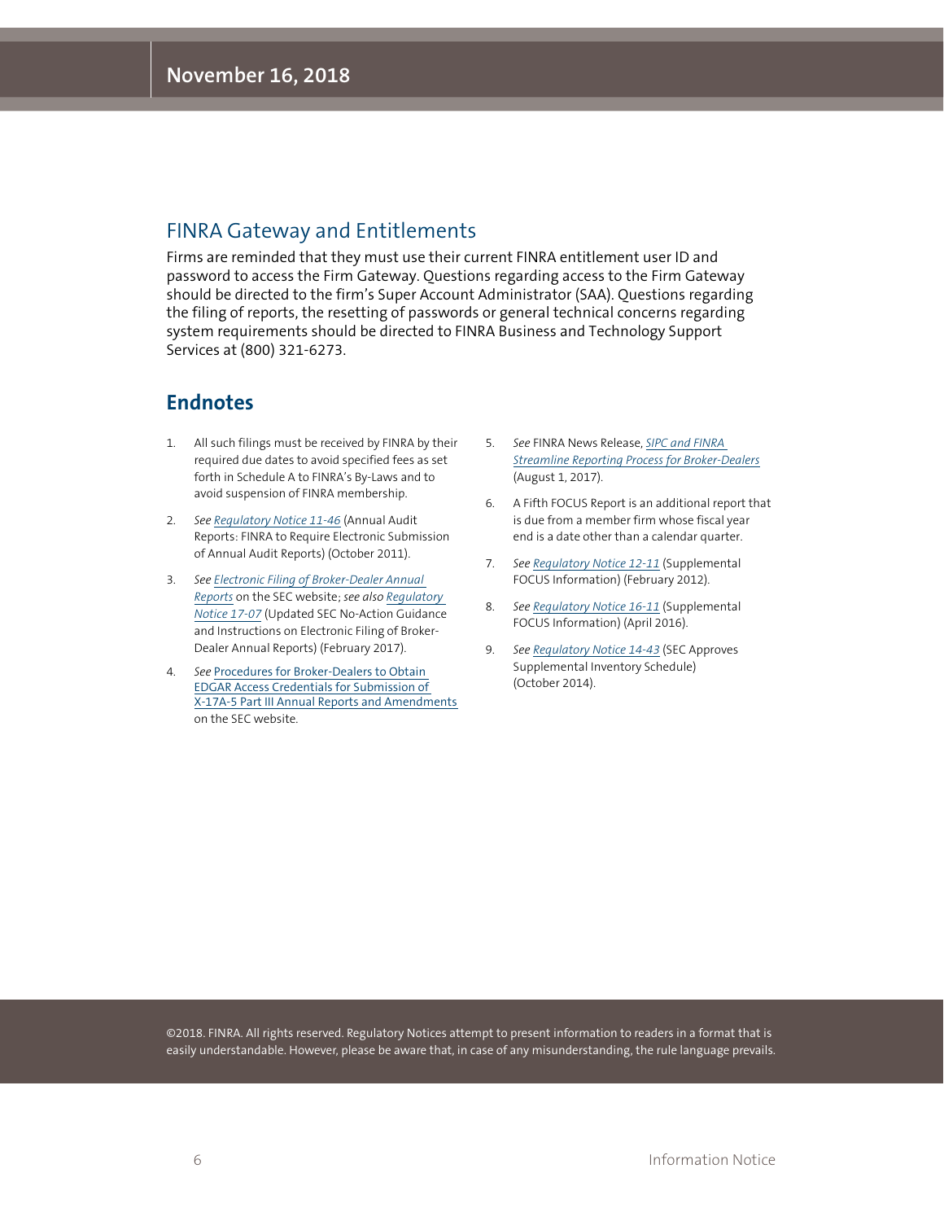## FINRA Gateway and Entitlements

Firms are reminded that they must use their current FINRA entitlement user ID and password to access the Firm Gateway. Questions regarding access to the Firm Gateway should be directed to the firm's Super Account Administrator (SAA). Questions regarding the filing of reports, the resetting of passwords or general technical concerns regarding system requirements should be directed to FINRA Business and Technology Support Services at (800) 321-6273.

## Endnotes

1. All such filings must be received by FINRA by their required due dates to avoid specified fees as set forth in Schedule A to FINRA's By-Laws and to avoid suspension of FINRA membership.
2. *See* *Regulatory Notice 11-46* (Annual Audit Reports: FINRA to Require Electronic Submission of Annual Audit Reports) (October 2011).
3. *See* *Electronic Filing of Broker-Dealer Annual Reports* on the SEC website; *see also* *Regulatory Notice 17-07* (Updated SEC No-Action Guidance and Instructions on Electronic Filing of Broker-Dealer Annual Reports) (February 2017).
4. *See* Procedures for Broker-Dealers to Obtain EDGAR Access Credentials for Submission of X-17A-5 Part III Annual Reports and Amendments on the SEC website.
5. *See* FINRA News Release, *SIPC and FINRA Streamline Reporting Process for Broker-Dealers* (August 1, 2017).
6. A Fifth FOCUS Report is an additional report that is due from a member firm whose fiscal year end is a date other than a calendar quarter.
7. *See* *Regulatory Notice 12-11* (Supplemental FOCUS Information) (February 2012).
8. *See* *Regulatory Notice 16-11* (Supplemental FOCUS Information) (April 2016).
9. *See* *Regulatory Notice 14-43* (SEC Approves Supplemental Inventory Schedule) (October 2014).

©2018. FINRA. All rights reserved. Regulatory Notices attempt to present information to readers in a format that is easily understandable. However, please be aware that, in case of any misunderstanding, the rule language prevails.